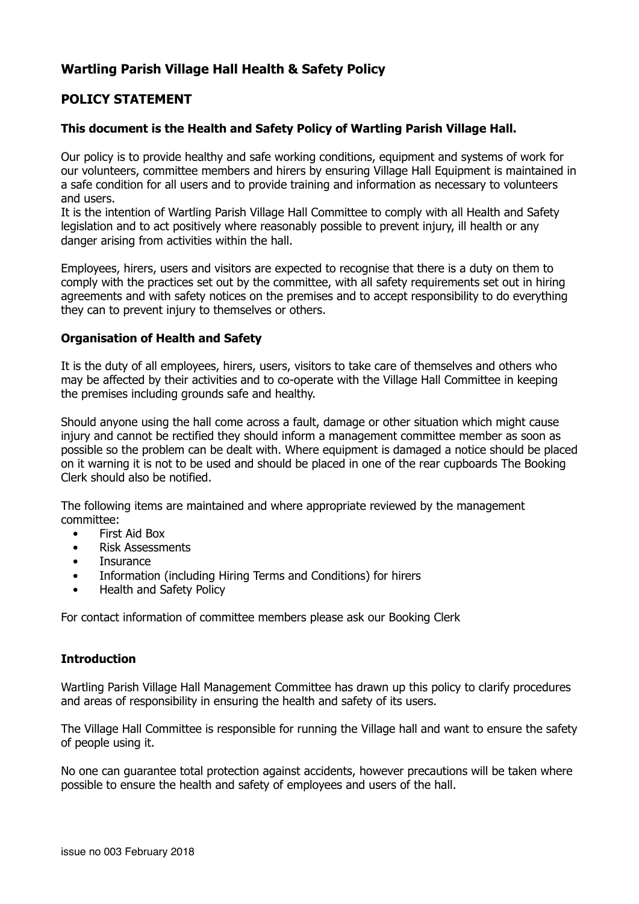# Wartling Parish Village Hall Health & Safety Policy

## POLICY STATEMENT

### This document is the Health and Safety Policy of Wartling Parish Village Hall.

Our policy is to provide healthy and safe working conditions, equipment and systems of work for our volunteers, committee members and hirers by ensuring Village Hall Equipment is maintained in a safe condition for all users and to provide training and information as necessary to volunteers and users.
It is the intention of Wartling Parish Village Hall Committee to comply with all Health and Safety legislation and to act positively where reasonably possible to prevent injury, ill health or any danger arising from activities within the hall.

Employees, hirers, users and visitors are expected to recognise that there is a duty on them to comply with the practices set out by the committee, with all safety requirements set out in hiring agreements and with safety notices on the premises and to accept responsibility to do everything they can to prevent injury to themselves or others.

### Organisation of Health and Safety

It is the duty of all employees, hirers, users, visitors to take care of themselves and others who may be affected by their activities and to co-operate with the Village Hall Committee in keeping the premises including grounds safe and healthy.

Should anyone using the hall come across a fault, damage or other situation which might cause injury and cannot be rectified they should inform a management committee member as soon as possible so the problem can be dealt with. Where equipment is damaged a notice should be placed on it warning it is not to be used and should be placed in one of the rear cupboards The Booking Clerk should also be notified.

The following items are maintained and where appropriate reviewed by the management committee:

- First Aid Box
- Risk Assessments
- Insurance
- Information (including Hiring Terms and Conditions) for hirers
- Health and Safety Policy

For contact information of committee members please ask our Booking Clerk

### Introduction

Wartling Parish Village Hall Management Committee has drawn up this policy to clarify procedures and areas of responsibility in ensuring the health and safety of its users.

The Village Hall Committee is responsible for running the Village hall and want to ensure the safety of people using it.

No one can guarantee total protection against accidents, however precautions will be taken where possible to ensure the health and safety of employees and users of the hall.

issue no 003 February 2018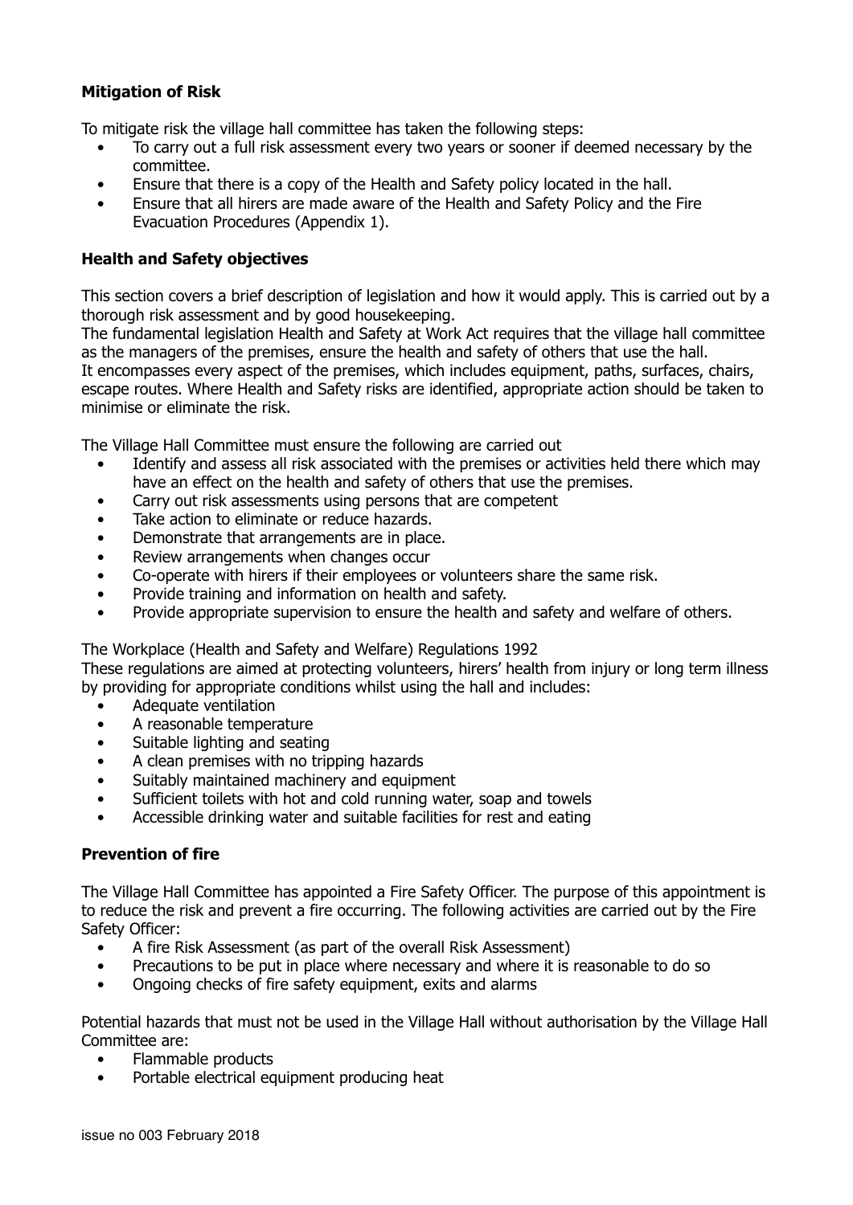## Mitigation of Risk

To mitigate risk the village hall committee has taken the following steps:

- To carry out a full risk assessment every two years or sooner if deemed necessary by the committee.
- Ensure that there is a copy of the Health and Safety policy located in the hall.
- Ensure that all hirers are made aware of the Health and Safety Policy and the Fire Evacuation Procedures (Appendix 1).

## Health and Safety objectives

This section covers a brief description of legislation and how it would apply. This is carried out by a thorough risk assessment and by good housekeeping.
The fundamental legislation Health and Safety at Work Act requires that the village hall committee as the managers of the premises, ensure the health and safety of others that use the hall.
It encompasses every aspect of the premises, which includes equipment, paths, surfaces, chairs, escape routes. Where Health and Safety risks are identified, appropriate action should be taken to minimise or eliminate the risk.

The Village Hall Committee must ensure the following are carried out

- Identify and assess all risk associated with the premises or activities held there which may have an effect on the health and safety of others that use the premises.
- Carry out risk assessments using persons that are competent
- Take action to eliminate or reduce hazards.
- Demonstrate that arrangements are in place.
- Review arrangements when changes occur
- Co-operate with hirers if their employees or volunteers share the same risk.
- Provide training and information on health and safety.
- Provide appropriate supervision to ensure the health and safety and welfare of others.

The Workplace (Health and Safety and Welfare) Regulations 1992
These regulations are aimed at protecting volunteers, hirers' health from injury or long term illness by providing for appropriate conditions whilst using the hall and includes:

- Adequate ventilation
- A reasonable temperature
- Suitable lighting and seating
- A clean premises with no tripping hazards
- Suitably maintained machinery and equipment
- Sufficient toilets with hot and cold running water, soap and towels
- Accessible drinking water and suitable facilities for rest and eating

## Prevention of fire

The Village Hall Committee has appointed a Fire Safety Officer. The purpose of this appointment is to reduce the risk and prevent a fire occurring. The following activities are carried out by the Fire Safety Officer:

- A fire Risk Assessment (as part of the overall Risk Assessment)
- Precautions to be put in place where necessary and where it is reasonable to do so
- Ongoing checks of fire safety equipment, exits and alarms

Potential hazards that must not be used in the Village Hall without authorisation by the Village Hall Committee are:

- Flammable products
- Portable electrical equipment producing heat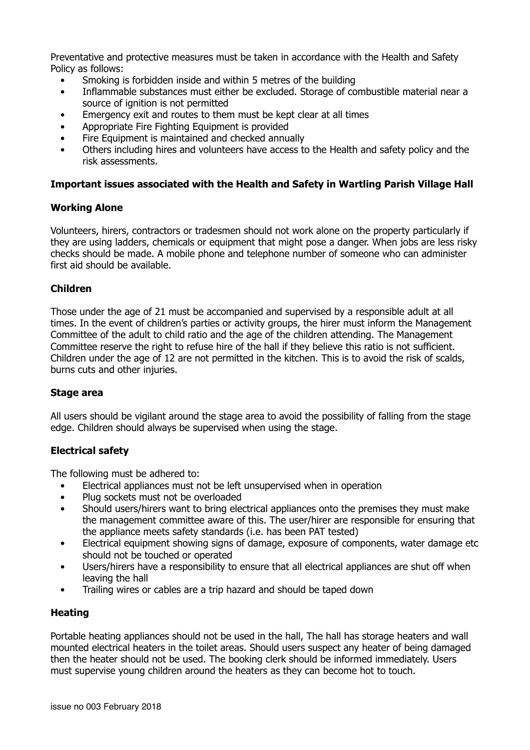Preventative and protective measures must be taken in accordance with the Health and Safety Policy as follows:

- Smoking is forbidden inside and within 5 metres of the building
- Inflammable substances must either be excluded. Storage of combustible material near a source of ignition is not permitted
- Emergency exit and routes to them must be kept clear at all times
- Appropriate Fire Fighting Equipment is provided
- Fire Equipment is maintained and checked annually
- Others including hires and volunteers have access to the Health and safety policy and the risk assessments.

**Important issues associated with the Health and Safety in Wartling Parish Village Hall**

**Working Alone**

Volunteers, hirers, contractors or tradesmen should not work alone on the property particularly if they are using ladders, chemicals or equipment that might pose a danger. When jobs are less risky checks should be made. A mobile phone and telephone number of someone who can administer first aid should be available.

**Children**

Those under the age of 21 must be accompanied and supervised by a responsible adult at all times. In the event of children's parties or activity groups, the hirer must inform the Management Committee of the adult to child ratio and the age of the children attending. The Management Committee reserve the right to refuse hire of the hall if they believe this ratio is not sufficient. Children under the age of 12 are not permitted in the kitchen. This is to avoid the risk of scalds, burns cuts and other injuries.

**Stage area**

All users should be vigilant around the stage area to avoid the possibility of falling from the stage edge. Children should always be supervised when using the stage.

**Electrical safety**

The following must be adhered to:

- Electrical appliances must not be left unsupervised when in operation
- Plug sockets must not be overloaded
- Should users/hirers want to bring electrical appliances onto the premises they must make the management committee aware of this. The user/hirer are responsible for ensuring that the appliance meets safety standards (i.e. has been PAT tested)
- Electrical equipment showing signs of damage, exposure of components, water damage etc should not be touched or operated
- Users/hirers have a responsibility to ensure that all electrical appliances are shut off when leaving the hall
- Trailing wires or cables are a trip hazard and should be taped down

**Heating**

Portable heating appliances should not be used in the hall, The hall has storage heaters and wall mounted electrical heaters in the toilet areas. Should users suspect any heater of being damaged then the heater should not be used. The booking clerk should be informed immediately. Users must supervise young children around the heaters as they can become hot to touch.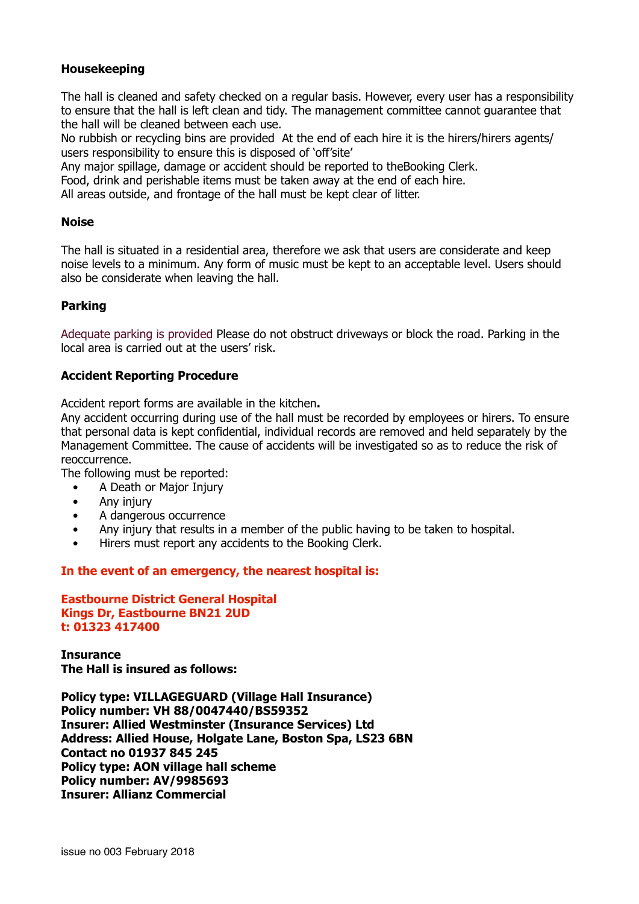**Housekeeping**

The hall is cleaned and safety checked on a regular basis. However, every user has a responsibility to ensure that the hall is left clean and tidy. The management committee cannot guarantee that the hall will be cleaned between each use.
No rubbish or recycling bins are provided  At the end of each hire it is the hirers/hirers agents/ users responsibility to ensure this is disposed of 'off'site'
Any major spillage, damage or accident should be reported to theBooking Clerk.
Food, drink and perishable items must be taken away at the end of each hire.
All areas outside, and frontage of the hall must be kept clear of litter.

**Noise**

The hall is situated in a residential area, therefore we ask that users are considerate and keep noise levels to a minimum. Any form of music must be kept to an acceptable level. Users should also be considerate when leaving the hall.

**Parking**

Adequate parking is provided Please do not obstruct driveways or block the road. Parking in the local area is carried out at the users' risk.

**Accident Reporting Procedure**

Accident report forms are available in the kitchen**.**
Any accident occurring during use of the hall must be recorded by employees or hirers. To ensure that personal data is kept confidential, individual records are removed and held separately by the Management Committee. The cause of accidents will be investigated so as to reduce the risk of reoccurrence.
The following must be reported:

- A Death or Major Injury
- Any injury
- A dangerous occurrence
- Any injury that results in a member of the public having to be taken to hospital.
- Hirers must report any accidents to the Booking Clerk.

**In the event of an emergency, the nearest hospital is:**

**Eastbourne District General Hospital**
**Kings Dr, Eastbourne BN21 2UD**
**t: 01323 417400**

**Insurance**
**The Hall is insured as follows:**

**Policy type: VILLAGEGUARD (Village Hall Insurance)**
**Policy number: VH 88/0047440/BS59352**
**Insurer: Allied Westminster (Insurance Services) Ltd**
**Address: Allied House, Holgate Lane, Boston Spa, LS23 6BN**
**Contact no 01937 845 245**
**Policy type: AON village hall scheme**
**Policy number: AV/9985693**
**Insurer: Allianz Commercial**

issue no 003 February 2018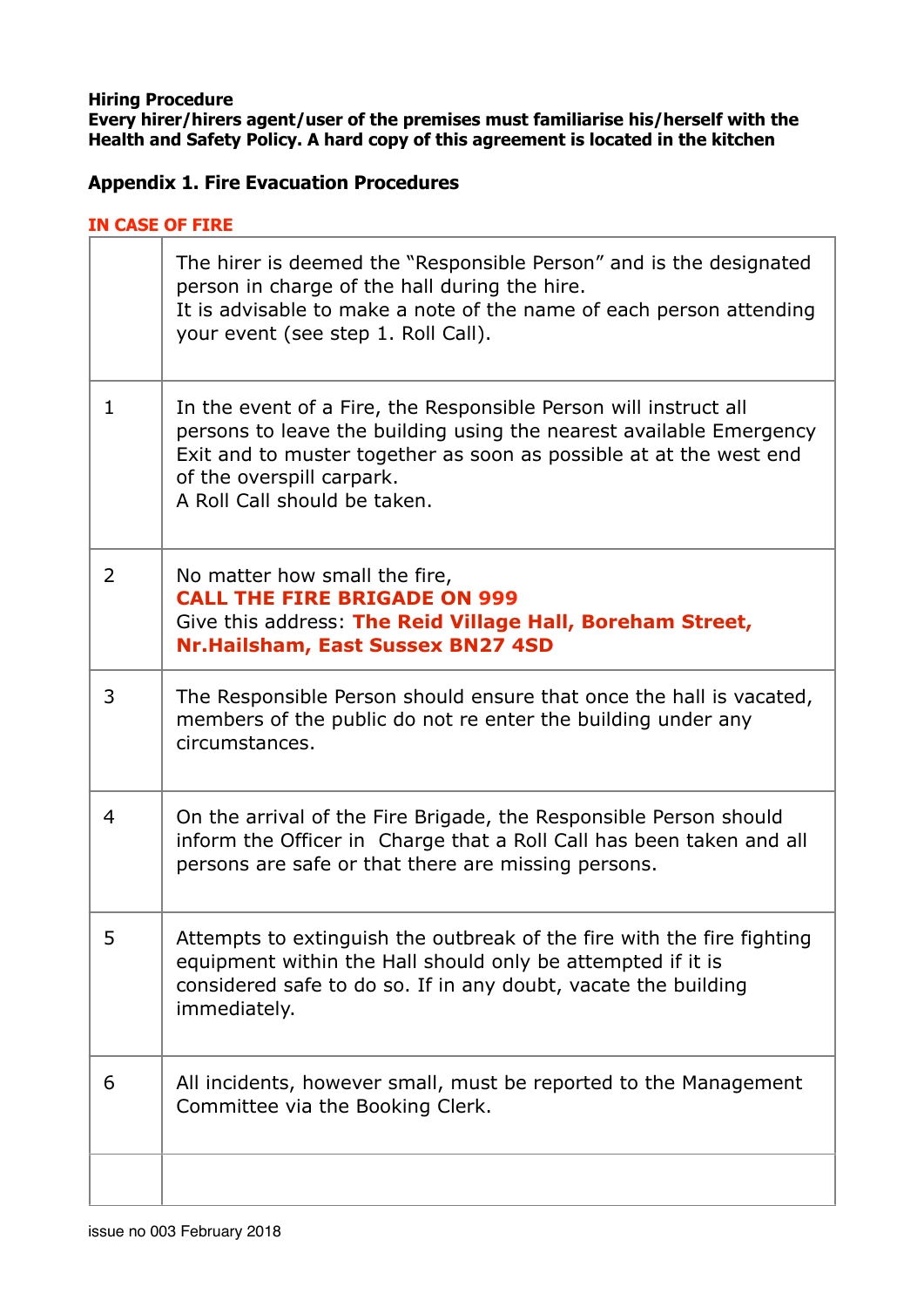**Hiring Procedure**
**Every hirer/hirers agent/user of the premises must familiarise his/herself with the Health and Safety Policy. A hard copy of this agreement is located in the kitchen**

## Appendix 1. Fire Evacuation Procedures

**IN CASE OF FIRE**

| | |
|---|---|
| | The hirer is deemed the "Responsible Person" and is the designated person in charge of the hall during the hire.<br>It is advisable to make a note of the name of each person attending your event (see step 1. Roll Call). |
| 1 | In the event of a Fire, the Responsible Person will instruct all persons to leave the building using the nearest available Emergency Exit and to muster together as soon as possible at at the west end of the overspill carpark.<br>A Roll Call should be taken. |
| 2 | No matter how small the fire,<br>**CALL THE FIRE BRIGADE ON 999**<br>Give this address: **The Reid Village Hall, Boreham Street, Nr.Hailsham, East Sussex BN27 4SD** |
| 3 | The Responsible Person should ensure that once the hall is vacated, members of the public do not re enter the building under any circumstances. |
| 4 | On the arrival of the Fire Brigade, the Responsible Person should inform the Officer in Charge that a Roll Call has been taken and all persons are safe or that there are missing persons. |
| 5 | Attempts to extinguish the outbreak of the fire with the fire fighting equipment within the Hall should only be attempted if it is considered safe to do so. If in any doubt, vacate the building immediately. |
| 6 | All incidents, however small, must be reported to the Management Committee via the Booking Clerk. |
| | |

issue no 003 February 2018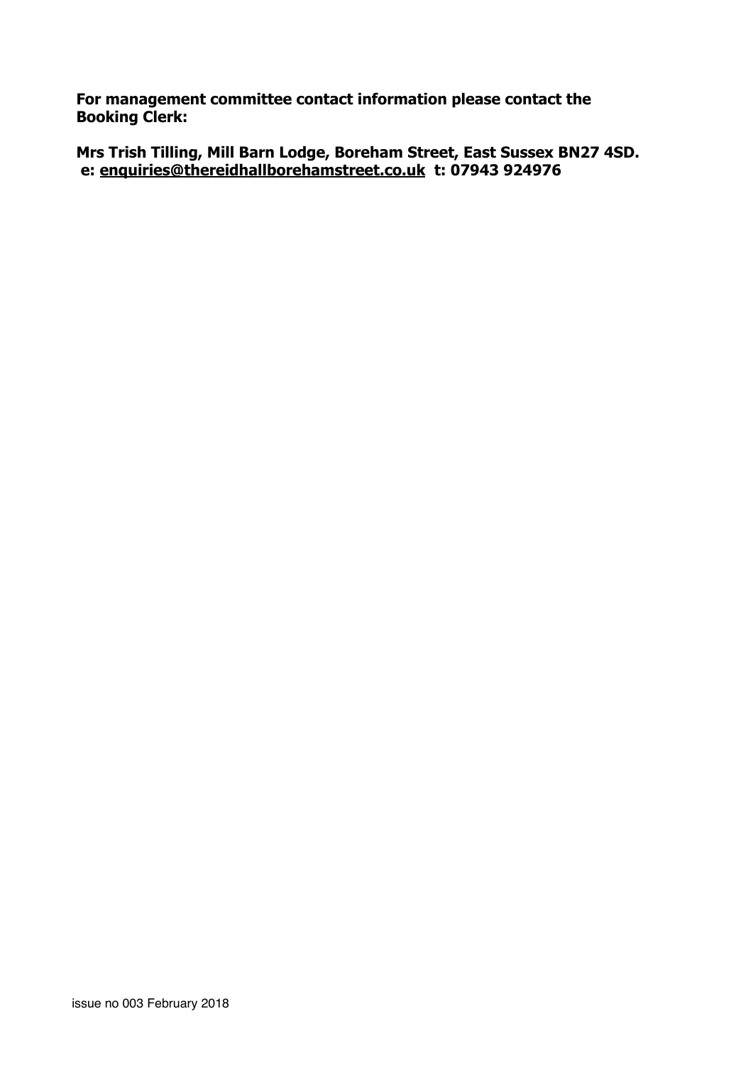**For management committee contact information please contact the Booking Clerk:**

**Mrs Trish Tilling, Mill Barn Lodge, Boreham Street, East Sussex BN27 4SD.**
**e: enquiries@thereidhallborehamstreet.co.uk t: 07943 924976**

issue no 003 February 2018